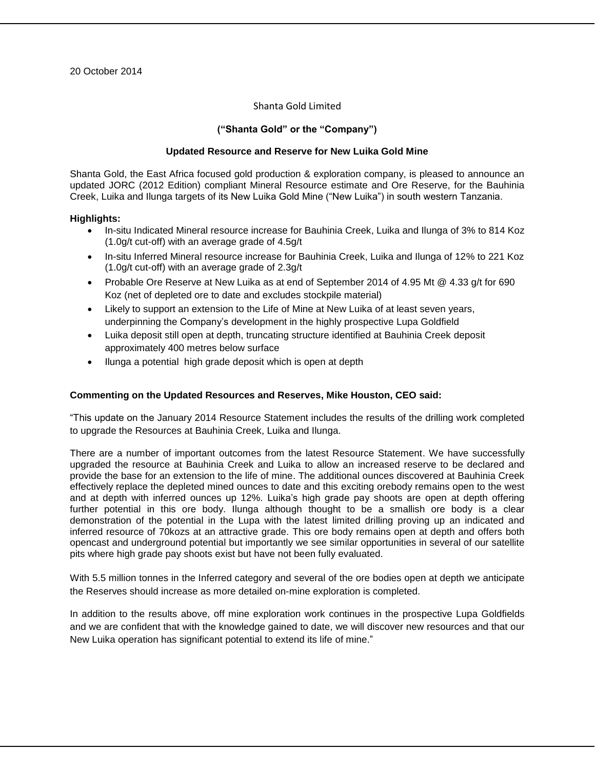20 October 2014

Shanta Gold Limited

**("Shanta Gold" or the "Company")**

**Updated Resource and Reserve for New Luika Gold Mine**

Shanta Gold, the East Africa focused gold production & exploration company, is pleased to announce an updated JORC (2012 Edition) compliant Mineral Resource estimate and Ore Reserve, for the Bauhinia Creek, Luika and Ilunga targets of its New Luika Gold Mine ("New Luika") in south western Tanzania.

**Highlights:**

- In-situ Indicated Mineral resource increase for Bauhinia Creek, Luika and Ilunga of 3% to 814 Koz (1.0g/t cut-off) with an average grade of 4.5g/t
- In-situ Inferred Mineral resource increase for Bauhinia Creek, Luika and Ilunga of 12% to 221 Koz (1.0g/t cut-off) with an average grade of 2.3g/t
- Probable Ore Reserve at New Luika as at end of September 2014 of 4.95 Mt @ 4.33 g/t for 690 Koz (net of depleted ore to date and excludes stockpile material)
- Likely to support an extension to the Life of Mine at New Luika of at least seven years, underpinning the Company's development in the highly prospective Lupa Goldfield
- Luika deposit still open at depth, truncating structure identified at Bauhinia Creek deposit approximately 400 metres below surface
- Ilunga a potential high grade deposit which is open at depth

**Commenting on the Updated Resources and Reserves, Mike Houston, CEO said:**

"This update on the January 2014 Resource Statement includes the results of the drilling work completed to upgrade the Resources at Bauhinia Creek, Luika and Ilunga.

There are a number of important outcomes from the latest Resource Statement. We have successfully upgraded the resource at Bauhinia Creek and Luika to allow an increased reserve to be declared and provide the base for an extension to the life of mine. The additional ounces discovered at Bauhinia Creek effectively replace the depleted mined ounces to date and this exciting orebody remains open to the west and at depth with inferred ounces up 12%. Luika's high grade pay shoots are open at depth offering further potential in this ore body. Ilunga although thought to be a smallish ore body is a clear demonstration of the potential in the Lupa with the latest limited drilling proving up an indicated and inferred resource of 70kozs at an attractive grade. This ore body remains open at depth and offers both opencast and underground potential but importantly we see similar opportunities in several of our satellite pits where high grade pay shoots exist but have not been fully evaluated.

With 5.5 million tonnes in the Inferred category and several of the ore bodies open at depth we anticipate the Reserves should increase as more detailed on-mine exploration is completed.

In addition to the results above, off mine exploration work continues in the prospective Lupa Goldfields and we are confident that with the knowledge gained to date, we will discover new resources and that our New Luika operation has significant potential to extend its life of mine."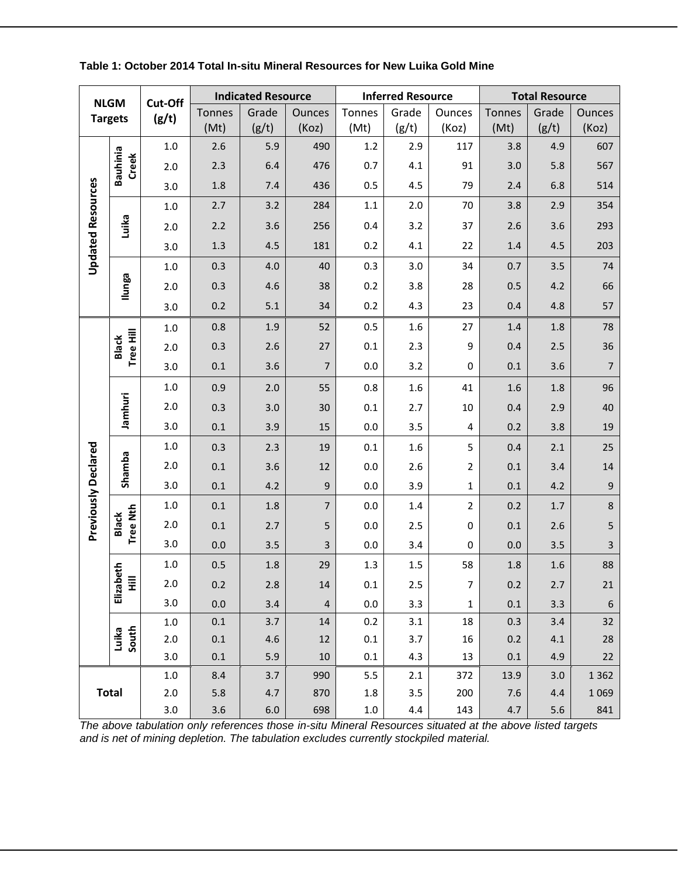**Table 1: October 2014 Total In-situ Mineral Resources for New Luika Gold Mine**

| NLGM Targets | | Cut-Off (g/t) | Indicated Resource | | | Inferred Resource | | | Total Resource | | |
|---|---|---|---|---|---|---|---|---|---|---|---|
| | | | Tonnes (Mt) | Grade (g/t) | Ounces (Koz) | Tonnes (Mt) | Grade (g/t) | Ounces (Koz) | Tonnes (Mt) | Grade (g/t) | Ounces (Koz) |
| Updated Resources | Bauhinia Creek | 1.0 | 2.6 | 5.9 | 490 | 1.2 | 2.9 | 117 | 3.8 | 4.9 | 607 |
| | | 2.0 | 2.3 | 6.4 | 476 | 0.7 | 4.1 | 91 | 3.0 | 5.8 | 567 |
| | | 3.0 | 1.8 | 7.4 | 436 | 0.5 | 4.5 | 79 | 2.4 | 6.8 | 514 |
| | Luika | 1.0 | 2.7 | 3.2 | 284 | 1.1 | 2.0 | 70 | 3.8 | 2.9 | 354 |
| | | 2.0 | 2.2 | 3.6 | 256 | 0.4 | 3.2 | 37 | 2.6 | 3.6 | 293 |
| | | 3.0 | 1.3 | 4.5 | 181 | 0.2 | 4.1 | 22 | 1.4 | 4.5 | 203 |
| | Ilunga | 1.0 | 0.3 | 4.0 | 40 | 0.3 | 3.0 | 34 | 0.7 | 3.5 | 74 |
| | | 2.0 | 0.3 | 4.6 | 38 | 0.2 | 3.8 | 28 | 0.5 | 4.2 | 66 |
| | | 3.0 | 0.2 | 5.1 | 34 | 0.2 | 4.3 | 23 | 0.4 | 4.8 | 57 |
| Previously Declared | Black Tree Hill | 1.0 | 0.8 | 1.9 | 52 | 0.5 | 1.6 | 27 | 1.4 | 1.8 | 78 |
| | | 2.0 | 0.3 | 2.6 | 27 | 0.1 | 2.3 | 9 | 0.4 | 2.5 | 36 |
| | | 3.0 | 0.1 | 3.6 | 7 | 0.0 | 3.2 | 0 | 0.1 | 3.6 | 7 |
| | Jamhuri | 1.0 | 0.9 | 2.0 | 55 | 0.8 | 1.6 | 41 | 1.6 | 1.8 | 96 |
| | | 2.0 | 0.3 | 3.0 | 30 | 0.1 | 2.7 | 10 | 0.4 | 2.9 | 40 |
| | | 3.0 | 0.1 | 3.9 | 15 | 0.0 | 3.5 | 4 | 0.2 | 3.8 | 19 |
| | Shamba | 1.0 | 0.3 | 2.3 | 19 | 0.1 | 1.6 | 5 | 0.4 | 2.1 | 25 |
| | | 2.0 | 0.1 | 3.6 | 12 | 0.0 | 2.6 | 2 | 0.1 | 3.4 | 14 |
| | | 3.0 | 0.1 | 4.2 | 9 | 0.0 | 3.9 | 1 | 0.1 | 4.2 | 9 |
| | Black Tree Nth | 1.0 | 0.1 | 1.8 | 7 | 0.0 | 1.4 | 2 | 0.2 | 1.7 | 8 |
| | | 2.0 | 0.1 | 2.7 | 5 | 0.0 | 2.5 | 0 | 0.1 | 2.6 | 5 |
| | | 3.0 | 0.0 | 3.5 | 3 | 0.0 | 3.4 | 0 | 0.0 | 3.5 | 3 |
| | Elizabeth Hill | 1.0 | 0.5 | 1.8 | 29 | 1.3 | 1.5 | 58 | 1.8 | 1.6 | 88 |
| | | 2.0 | 0.2 | 2.8 | 14 | 0.1 | 2.5 | 7 | 0.2 | 2.7 | 21 |
| | | 3.0 | 0.0 | 3.4 | 4 | 0.0 | 3.3 | 1 | 0.1 | 3.3 | 6 |
| | Luika South | 1.0 | 0.1 | 3.7 | 14 | 0.2 | 3.1 | 18 | 0.3 | 3.4 | 32 |
| | | 2.0 | 0.1 | 4.6 | 12 | 0.1 | 3.7 | 16 | 0.2 | 4.1 | 28 |
| | | 3.0 | 0.1 | 5.9 | 10 | 0.1 | 4.3 | 13 | 0.1 | 4.9 | 22 |
| Total | | 1.0 | 8.4 | 3.7 | 990 | 5.5 | 2.1 | 372 | 13.9 | 3.0 | 1 362 |
| | | 2.0 | 5.8 | 4.7 | 870 | 1.8 | 3.5 | 200 | 7.6 | 4.4 | 1 069 |
| | | 3.0 | 3.6 | 6.0 | 698 | 1.0 | 4.4 | 143 | 4.7 | 5.6 | 841 |

*The above tabulation only references those in-situ Mineral Resources situated at the above listed targets and is net of mining depletion. The tabulation excludes currently stockpiled material.*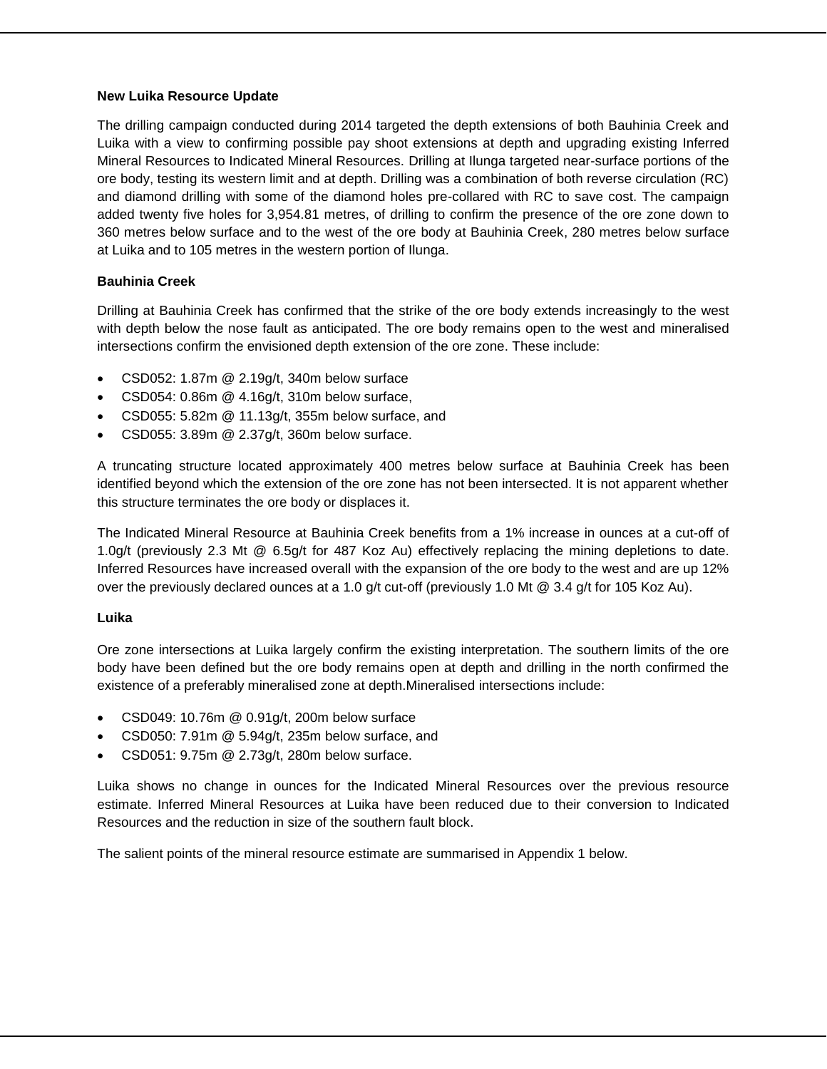**New Luika Resource Update**

The drilling campaign conducted during 2014 targeted the depth extensions of both Bauhinia Creek and Luika with a view to confirming possible pay shoot extensions at depth and upgrading existing Inferred Mineral Resources to Indicated Mineral Resources. Drilling at Ilunga targeted near-surface portions of the ore body, testing its western limit and at depth. Drilling was a combination of both reverse circulation (RC) and diamond drilling with some of the diamond holes pre-collared with RC to save cost. The campaign added twenty five holes for 3,954.81 metres, of drilling to confirm the presence of the ore zone down to 360 metres below surface and to the west of the ore body at Bauhinia Creek, 280 metres below surface at Luika and to 105 metres in the western portion of Ilunga.

**Bauhinia Creek**

Drilling at Bauhinia Creek has confirmed that the strike of the ore body extends increasingly to the west with depth below the nose fault as anticipated. The ore body remains open to the west and mineralised intersections confirm the envisioned depth extension of the ore zone. These include:

- CSD052: 1.87m @ 2.19g/t, 340m below surface
- CSD054: 0.86m @ 4.16g/t, 310m below surface,
- CSD055: 5.82m @ 11.13g/t, 355m below surface, and
- CSD055: 3.89m @ 2.37g/t, 360m below surface.

A truncating structure located approximately 400 metres below surface at Bauhinia Creek has been identified beyond which the extension of the ore zone has not been intersected. It is not apparent whether this structure terminates the ore body or displaces it.

The Indicated Mineral Resource at Bauhinia Creek benefits from a 1% increase in ounces at a cut-off of 1.0g/t (previously 2.3 Mt @ 6.5g/t for 487 Koz Au) effectively replacing the mining depletions to date. Inferred Resources have increased overall with the expansion of the ore body to the west and are up 12% over the previously declared ounces at a 1.0 g/t cut-off (previously 1.0 Mt @ 3.4 g/t for 105 Koz Au).

**Luika**

Ore zone intersections at Luika largely confirm the existing interpretation. The southern limits of the ore body have been defined but the ore body remains open at depth and drilling in the north confirmed the existence of a preferably mineralised zone at depth.Mineralised intersections include:

- CSD049: 10.76m @ 0.91g/t, 200m below surface
- CSD050: 7.91m @ 5.94g/t, 235m below surface, and
- CSD051: 9.75m @ 2.73g/t, 280m below surface.

Luika shows no change in ounces for the Indicated Mineral Resources over the previous resource estimate. Inferred Mineral Resources at Luika have been reduced due to their conversion to Indicated Resources and the reduction in size of the southern fault block.

The salient points of the mineral resource estimate are summarised in Appendix 1 below.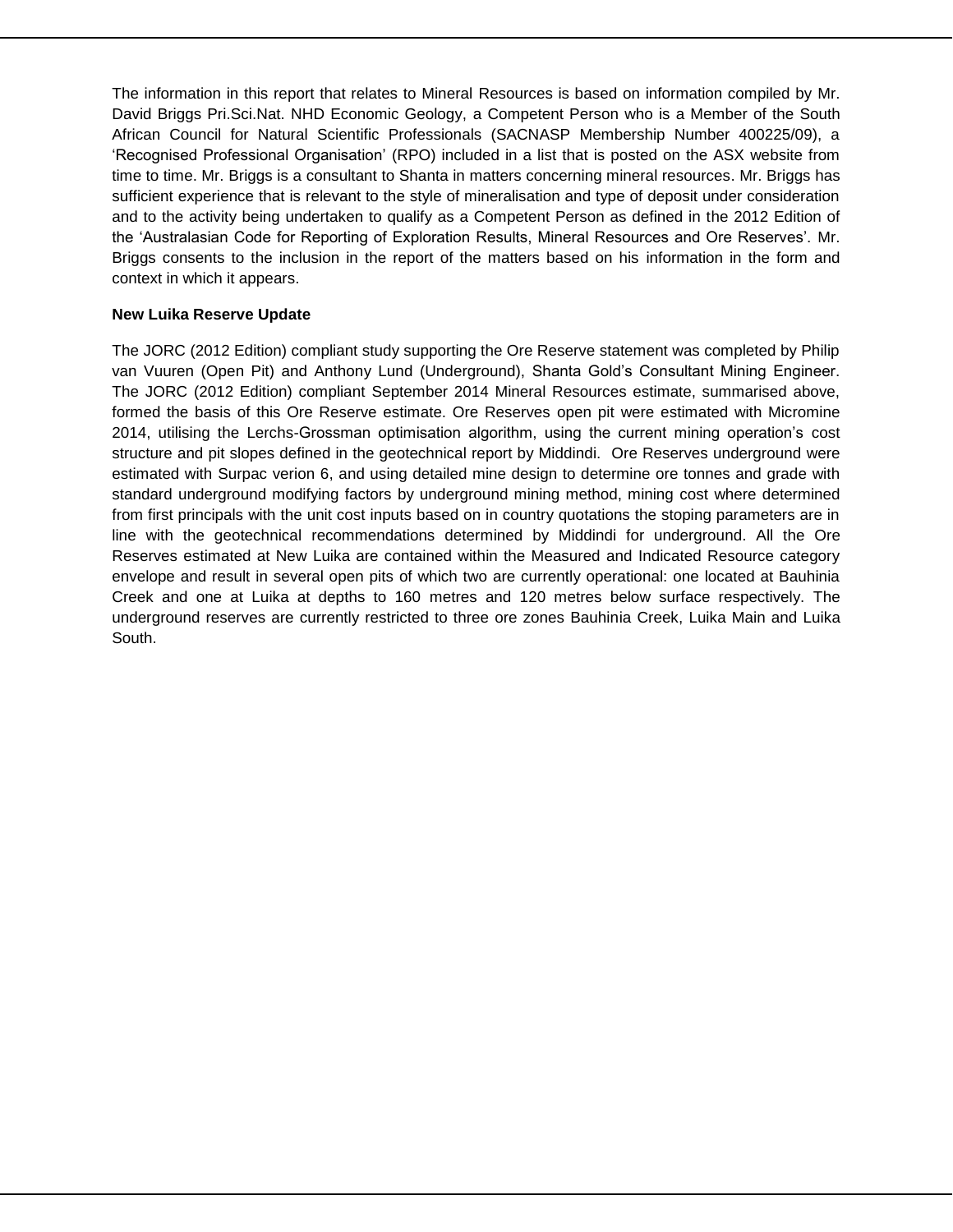The information in this report that relates to Mineral Resources is based on information compiled by Mr. David Briggs Pri.Sci.Nat. NHD Economic Geology, a Competent Person who is a Member of the South African Council for Natural Scientific Professionals (SACNASP Membership Number 400225/09), a 'Recognised Professional Organisation' (RPO) included in a list that is posted on the ASX website from time to time. Mr. Briggs is a consultant to Shanta in matters concerning mineral resources. Mr. Briggs has sufficient experience that is relevant to the style of mineralisation and type of deposit under consideration and to the activity being undertaken to qualify as a Competent Person as defined in the 2012 Edition of the 'Australasian Code for Reporting of Exploration Results, Mineral Resources and Ore Reserves'. Mr. Briggs consents to the inclusion in the report of the matters based on his information in the form and context in which it appears.

**New Luika Reserve Update**

The JORC (2012 Edition) compliant study supporting the Ore Reserve statement was completed by Philip van Vuuren (Open Pit) and Anthony Lund (Underground), Shanta Gold's Consultant Mining Engineer. The JORC (2012 Edition) compliant September 2014 Mineral Resources estimate, summarised above, formed the basis of this Ore Reserve estimate. Ore Reserves open pit were estimated with Micromine 2014, utilising the Lerchs-Grossman optimisation algorithm, using the current mining operation's cost structure and pit slopes defined in the geotechnical report by Middindi. Ore Reserves underground were estimated with Surpac verion 6, and using detailed mine design to determine ore tonnes and grade with standard underground modifying factors by underground mining method, mining cost where determined from first principals with the unit cost inputs based on in country quotations the stoping parameters are in line with the geotechnical recommendations determined by Middindi for underground. All the Ore Reserves estimated at New Luika are contained within the Measured and Indicated Resource category envelope and result in several open pits of which two are currently operational: one located at Bauhinia Creek and one at Luika at depths to 160 metres and 120 metres below surface respectively. The underground reserves are currently restricted to three ore zones Bauhinia Creek, Luika Main and Luika South.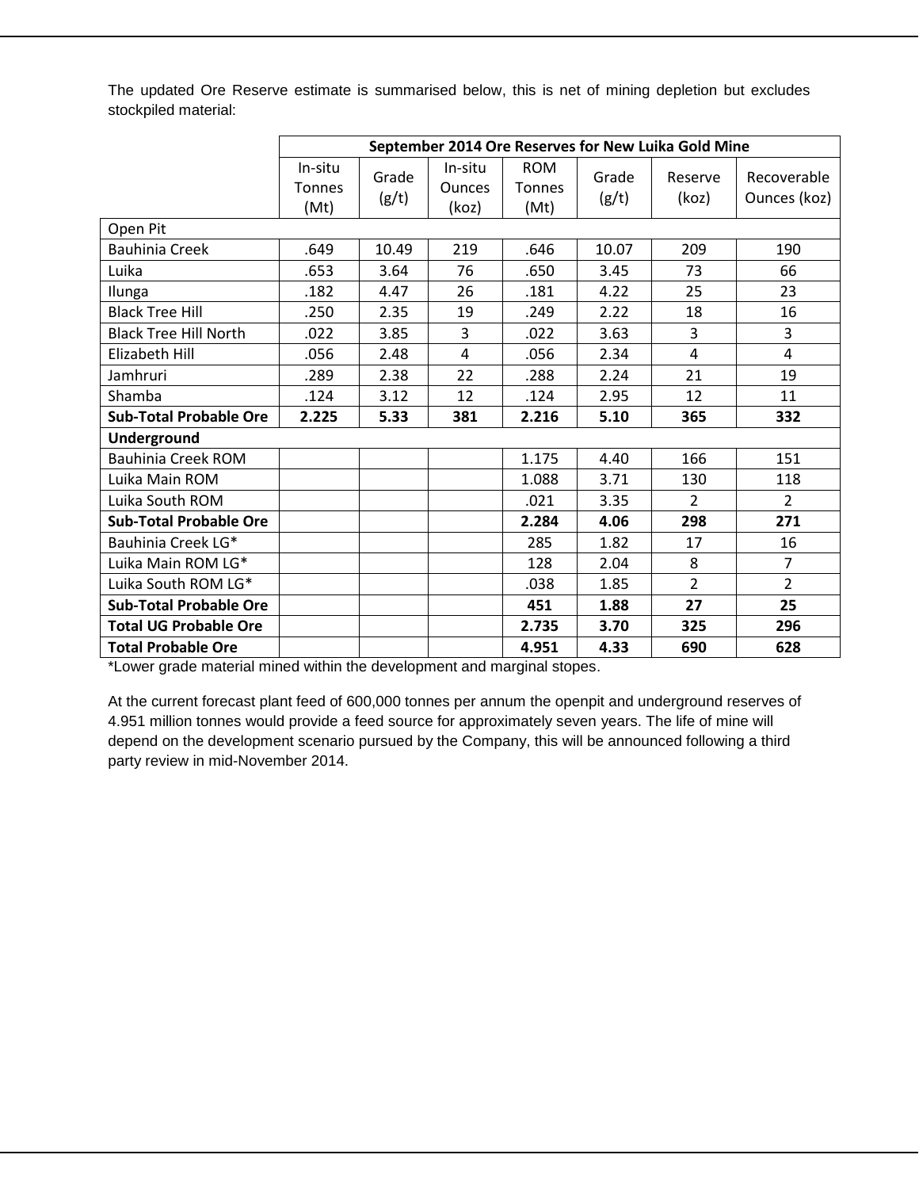The updated Ore Reserve estimate is summarised below, this is net of mining depletion but excludes stockpiled material:

| | September 2014 Ore Reserves for New Luika Gold Mine | | | | | | |
|---|---|---|---|---|---|---|---|
| | In-situ Tonnes (Mt) | Grade (g/t) | In-situ Ounces (koz) | ROM Tonnes (Mt) | Grade (g/t) | Reserve (koz) | Recoverable Ounces (koz) |
| Open Pit | | | | | | | |
| Bauhinia Creek | .649 | 10.49 | 219 | .646 | 10.07 | 209 | 190 |
| Luika | .653 | 3.64 | 76 | .650 | 3.45 | 73 | 66 |
| Ilunga | .182 | 4.47 | 26 | .181 | 4.22 | 25 | 23 |
| Black Tree Hill | .250 | 2.35 | 19 | .249 | 2.22 | 18 | 16 |
| Black Tree Hill North | .022 | 3.85 | 3 | .022 | 3.63 | 3 | 3 |
| Elizabeth Hill | .056 | 2.48 | 4 | .056 | 2.34 | 4 | 4 |
| Jamhruri | .289 | 2.38 | 22 | .288 | 2.24 | 21 | 19 |
| Shamba | .124 | 3.12 | 12 | .124 | 2.95 | 12 | 11 |
| **Sub-Total Probable Ore** | **2.225** | **5.33** | **381** | **2.216** | **5.10** | **365** | **332** |
| **Underground** | | | | | | | |
| Bauhinia Creek ROM | | | | 1.175 | 4.40 | 166 | 151 |
| Luika Main ROM | | | | 1.088 | 3.71 | 130 | 118 |
| Luika South ROM | | | | .021 | 3.35 | 2 | 2 |
| **Sub-Total Probable Ore** | | | | **2.284** | **4.06** | **298** | **271** |
| Bauhinia Creek LG* | | | | 285 | 1.82 | 17 | 16 |
| Luika Main ROM LG* | | | | 128 | 2.04 | 8 | 7 |
| Luika South ROM LG* | | | | .038 | 1.85 | 2 | 2 |
| **Sub-Total Probable Ore** | | | | **451** | **1.88** | **27** | **25** |
| **Total UG Probable Ore** | | | | **2.735** | **3.70** | **325** | **296** |
| **Total Probable Ore** | | | | **4.951** | **4.33** | **690** | **628** |

*Lower grade material mined within the development and marginal stopes.

At the current forecast plant feed of 600,000 tonnes per annum the openpit and underground reserves of 4.951 million tonnes would provide a feed source for approximately seven years. The life of mine will depend on the development scenario pursued by the Company, this will be announced following a third party review in mid-November 2014.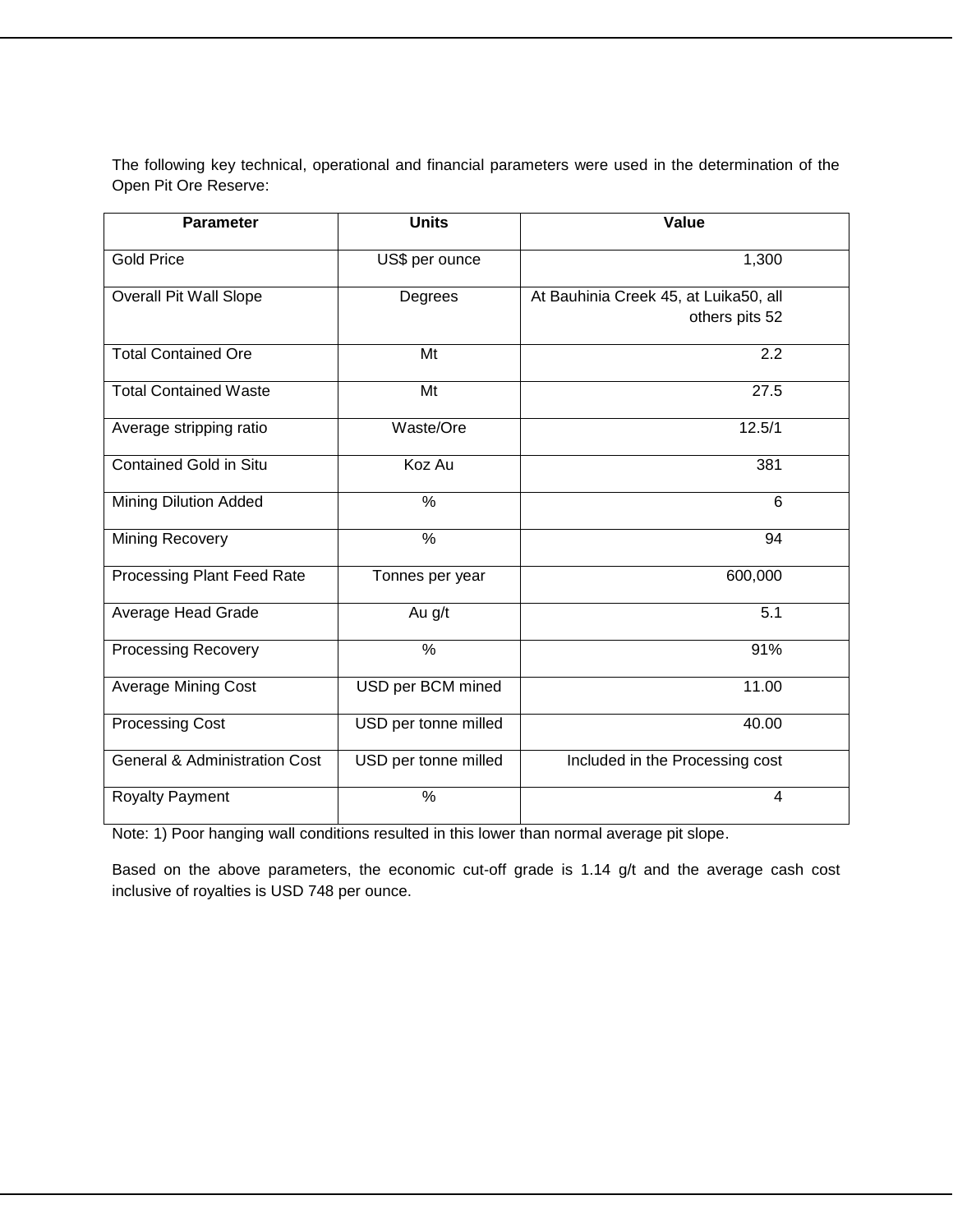The following key technical, operational and financial parameters were used in the determination of the Open Pit Ore Reserve:

| Parameter | Units | Value |
| --- | --- | --- |
| Gold Price | US$ per ounce | 1,300 |
| Overall Pit Wall Slope | Degrees | At Bauhinia Creek 45, at Luika50, all others pits 52 |
| Total Contained Ore | Mt | 2.2 |
| Total Contained Waste | Mt | 27.5 |
| Average stripping ratio | Waste/Ore | 12.5/1 |
| Contained Gold in Situ | Koz Au | 381 |
| Mining Dilution Added | % | 6 |
| Mining Recovery | % | 94 |
| Processing Plant Feed Rate | Tonnes per year | 600,000 |
| Average Head Grade | Au g/t | 5.1 |
| Processing Recovery | % | 91% |
| Average Mining Cost | USD per BCM mined | 11.00 |
| Processing Cost | USD per tonne milled | 40.00 |
| General & Administration Cost | USD per tonne milled | Included in the Processing cost |
| Royalty Payment | % | 4 |

Note: 1) Poor hanging wall conditions resulted in this lower than normal average pit slope.

Based on the above parameters, the economic cut-off grade is 1.14 g/t and the average cash cost inclusive of royalties is USD 748 per ounce.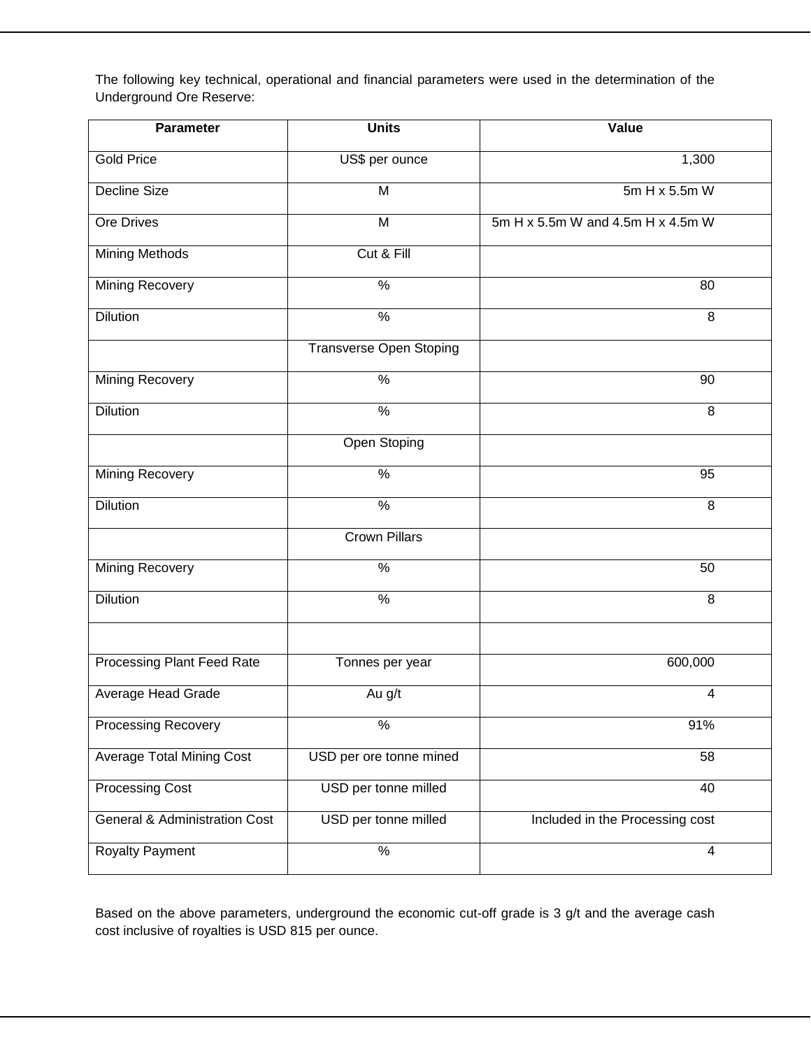The following key technical, operational and financial parameters were used in the determination of the Underground Ore Reserve:

| Parameter | Units | Value |
|---|---|---|
| Gold Price | US$ per ounce | 1,300 |
| Decline Size | M | 5m H x 5.5m W |
| Ore Drives | M | 5m H x 5.5m W and 4.5m H x 4.5m W |
| Mining Methods | Cut & Fill | |
| Mining Recovery | % | 80 |
| Dilution | % | 8 |
| | Transverse Open Stoping | |
| Mining Recovery | % | 90 |
| Dilution | % | 8 |
| | Open Stoping | |
| Mining Recovery | % | 95 |
| Dilution | % | 8 |
| | Crown Pillars | |
| Mining Recovery | % | 50 |
| Dilution | % | 8 |
| | | |
| Processing Plant Feed Rate | Tonnes per year | 600,000 |
| Average Head Grade | Au g/t | 4 |
| Processing Recovery | % | 91% |
| Average Total Mining Cost | USD per ore tonne mined | 58 |
| Processing Cost | USD per tonne milled | 40 |
| General & Administration Cost | USD per tonne milled | Included in the Processing cost |
| Royalty Payment | % | 4 |

Based on the above parameters, underground the economic cut-off grade is 3 g/t and the average cash cost inclusive of royalties is USD 815 per ounce.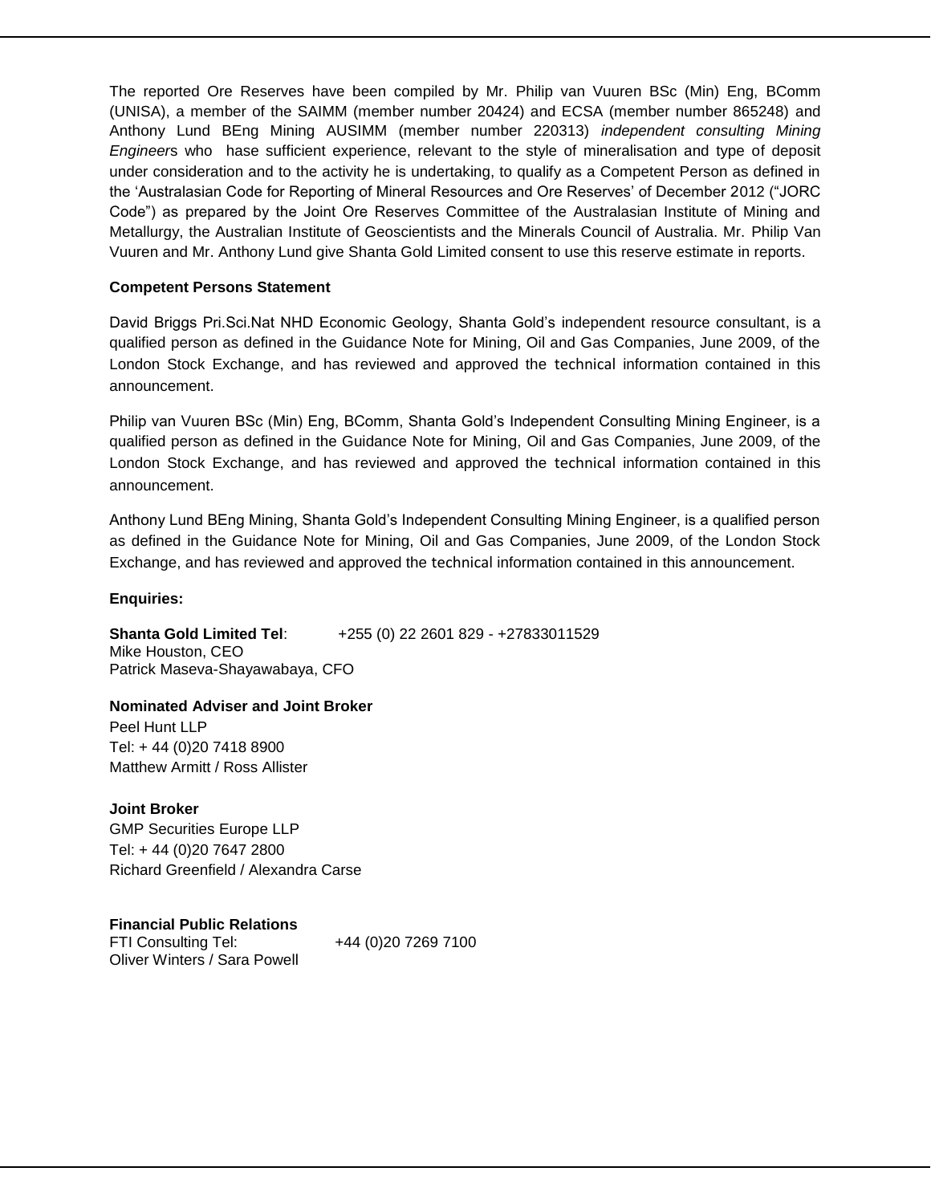The reported Ore Reserves have been compiled by Mr. Philip van Vuuren BSc (Min) Eng, BComm (UNISA), a member of the SAIMM (member number 20424) and ECSA (member number 865248) and Anthony Lund BEng Mining AUSIMM (member number 220313) *independent consulting Mining Engineer*s who hase sufficient experience, relevant to the style of mineralisation and type of deposit under consideration and to the activity he is undertaking, to qualify as a Competent Person as defined in the 'Australasian Code for Reporting of Mineral Resources and Ore Reserves' of December 2012 ("JORC Code") as prepared by the Joint Ore Reserves Committee of the Australasian Institute of Mining and Metallurgy, the Australian Institute of Geoscientists and the Minerals Council of Australia. Mr. Philip Van Vuuren and Mr. Anthony Lund give Shanta Gold Limited consent to use this reserve estimate in reports.

**Competent Persons Statement**

David Briggs Pri.Sci.Nat NHD Economic Geology, Shanta Gold's independent resource consultant, is a qualified person as defined in the Guidance Note for Mining, Oil and Gas Companies, June 2009, of the London Stock Exchange, and has reviewed and approved the technical information contained in this announcement.

Philip van Vuuren BSc (Min) Eng, BComm, Shanta Gold's Independent Consulting Mining Engineer, is a qualified person as defined in the Guidance Note for Mining, Oil and Gas Companies, June 2009, of the London Stock Exchange, and has reviewed and approved the technical information contained in this announcement.

Anthony Lund BEng Mining, Shanta Gold's Independent Consulting Mining Engineer, is a qualified person as defined in the Guidance Note for Mining, Oil and Gas Companies, June 2009, of the London Stock Exchange, and has reviewed and approved the technical information contained in this announcement.

**Enquiries:**

**Shanta Gold Limited Tel**: +255 (0) 22 2601 829 - +27833011529
Mike Houston, CEO
Patrick Maseva-Shayawabaya, CFO

**Nominated Adviser and Joint Broker**
Peel Hunt LLP
Tel: + 44 (0)20 7418 8900
Matthew Armitt / Ross Allister

**Joint Broker**
GMP Securities Europe LLP
Tel: + 44 (0)20 7647 2800
Richard Greenfield / Alexandra Carse

**Financial Public Relations**
FTI Consulting Tel: +44 (0)20 7269 7100
Oliver Winters / Sara Powell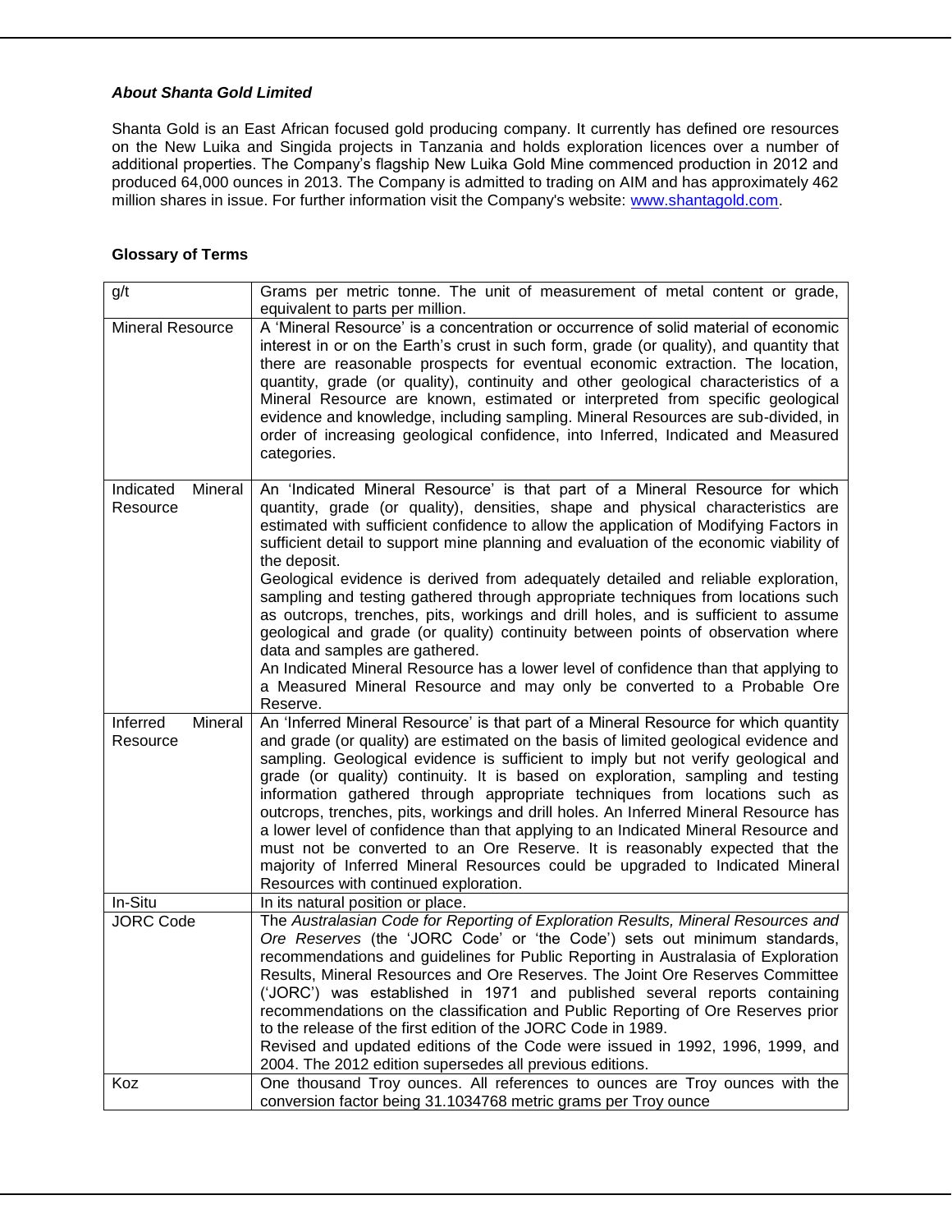***About Shanta Gold Limited***

Shanta Gold is an East African focused gold producing company. It currently has defined ore resources on the New Luika and Singida projects in Tanzania and holds exploration licences over a number of additional properties. The Company's flagship New Luika Gold Mine commenced production in 2012 and produced 64,000 ounces in 2013. The Company is admitted to trading on AIM and has approximately 462 million shares in issue. For further information visit the Company's website: www.shantagold.com.

**Glossary of Terms**

| | |
|---|---|
| g/t | Grams per metric tonne. The unit of measurement of metal content or grade, equivalent to parts per million. |
| Mineral Resource | A 'Mineral Resource' is a concentration or occurrence of solid material of economic interest in or on the Earth's crust in such form, grade (or quality), and quantity that there are reasonable prospects for eventual economic extraction. The location, quantity, grade (or quality), continuity and other geological characteristics of a Mineral Resource are known, estimated or interpreted from specific geological evidence and knowledge, including sampling. Mineral Resources are sub-divided, in order of increasing geological confidence, into Inferred, Indicated and Measured categories. |
| Indicated Mineral Resource | An 'Indicated Mineral Resource' is that part of a Mineral Resource for which quantity, grade (or quality), densities, shape and physical characteristics are estimated with sufficient confidence to allow the application of Modifying Factors in sufficient detail to support mine planning and evaluation of the economic viability of the deposit.<br>Geological evidence is derived from adequately detailed and reliable exploration, sampling and testing gathered through appropriate techniques from locations such as outcrops, trenches, pits, workings and drill holes, and is sufficient to assume geological and grade (or quality) continuity between points of observation where data and samples are gathered.<br>An Indicated Mineral Resource has a lower level of confidence than that applying to a Measured Mineral Resource and may only be converted to a Probable Ore Reserve. |
| Inferred Mineral Resource | An 'Inferred Mineral Resource' is that part of a Mineral Resource for which quantity and grade (or quality) are estimated on the basis of limited geological evidence and sampling. Geological evidence is sufficient to imply but not verify geological and grade (or quality) continuity. It is based on exploration, sampling and testing information gathered through appropriate techniques from locations such as outcrops, trenches, pits, workings and drill holes. An Inferred Mineral Resource has a lower level of confidence than that applying to an Indicated Mineral Resource and must not be converted to an Ore Reserve. It is reasonably expected that the majority of Inferred Mineral Resources could be upgraded to Indicated Mineral Resources with continued exploration. |
| In-Situ | In its natural position or place. |
| JORC Code | The *Australasian Code for Reporting of Exploration Results, Mineral Resources and Ore Reserves* (the 'JORC Code' or 'the Code') sets out minimum standards, recommendations and guidelines for Public Reporting in Australasia of Exploration Results, Mineral Resources and Ore Reserves. The Joint Ore Reserves Committee ('JORC') was established in 1971 and published several reports containing recommendations on the classification and Public Reporting of Ore Reserves prior to the release of the first edition of the JORC Code in 1989.<br>Revised and updated editions of the Code were issued in 1992, 1996, 1999, and 2004. The 2012 edition supersedes all previous editions. |
| Koz | One thousand Troy ounces. All references to ounces are Troy ounces with the conversion factor being 31.1034768 metric grams per Troy ounce |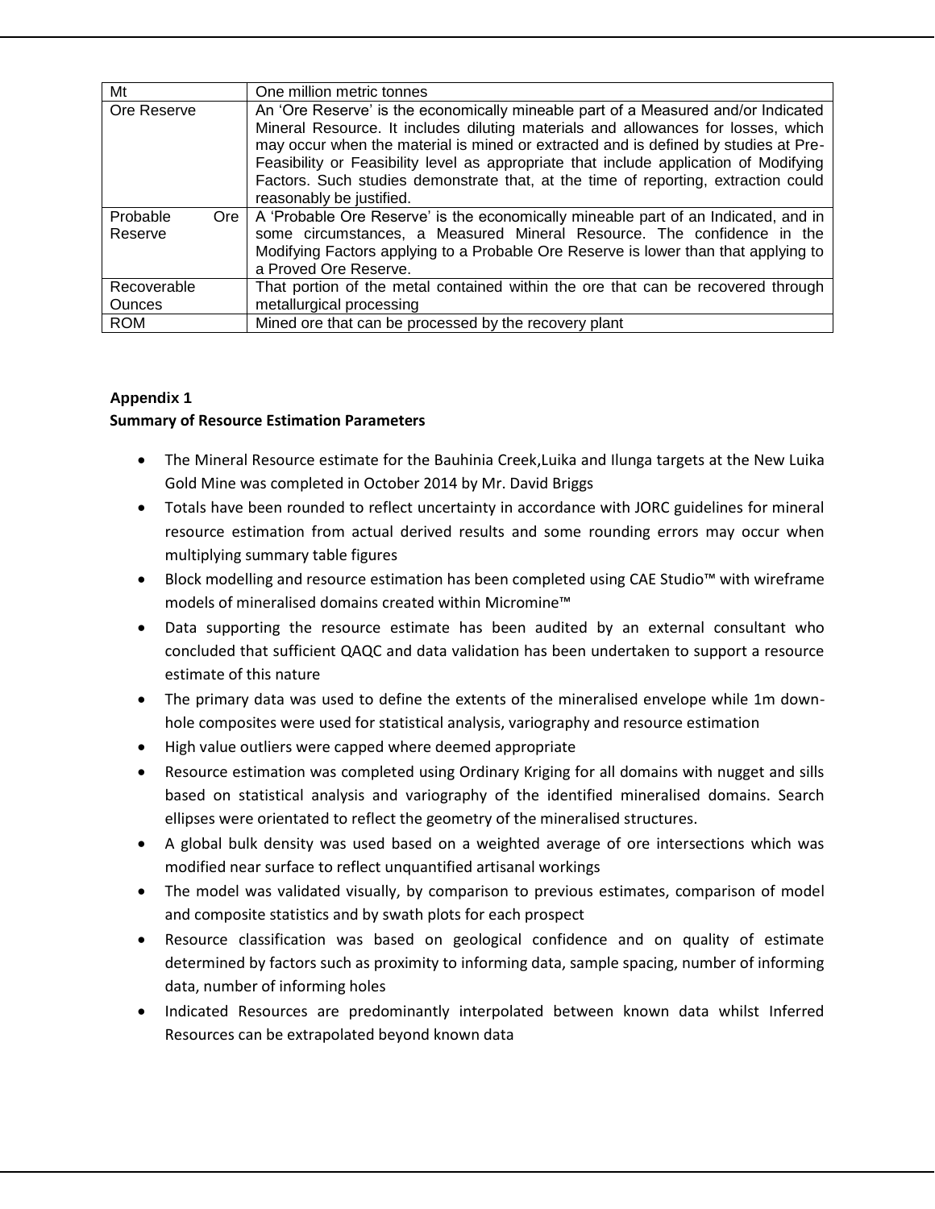| | |
|---|---|
| Mt | One million metric tonnes |
| Ore Reserve | An 'Ore Reserve' is the economically mineable part of a Measured and/or Indicated Mineral Resource. It includes diluting materials and allowances for losses, which may occur when the material is mined or extracted and is defined by studies at Pre-Feasibility or Feasibility level as appropriate that include application of Modifying Factors. Such studies demonstrate that, at the time of reporting, extraction could reasonably be justified. |
| Probable Ore Reserve | A 'Probable Ore Reserve' is the economically mineable part of an Indicated, and in some circumstances, a Measured Mineral Resource. The confidence in the Modifying Factors applying to a Probable Ore Reserve is lower than that applying to a Proved Ore Reserve. |
| Recoverable Ounces | That portion of the metal contained within the ore that can be recovered through metallurgical processing |
| ROM | Mined ore that can be processed by the recovery plant |

**Appendix 1**

**Summary of Resource Estimation Parameters**

- The Mineral Resource estimate for the Bauhinia Creek,Luika and Ilunga targets at the New Luika Gold Mine was completed in October 2014 by Mr. David Briggs
- Totals have been rounded to reflect uncertainty in accordance with JORC guidelines for mineral resource estimation from actual derived results and some rounding errors may occur when multiplying summary table figures
- Block modelling and resource estimation has been completed using CAE Studio™ with wireframe models of mineralised domains created within Micromine™
- Data supporting the resource estimate has been audited by an external consultant who concluded that sufficient QAQC and data validation has been undertaken to support a resource estimate of this nature
- The primary data was used to define the extents of the mineralised envelope while 1m down-hole composites were used for statistical analysis, variography and resource estimation
- High value outliers were capped where deemed appropriate
- Resource estimation was completed using Ordinary Kriging for all domains with nugget and sills based on statistical analysis and variography of the identified mineralised domains. Search ellipses were orientated to reflect the geometry of the mineralised structures.
- A global bulk density was used based on a weighted average of ore intersections which was modified near surface to reflect unquantified artisanal workings
- The model was validated visually, by comparison to previous estimates, comparison of model and composite statistics and by swath plots for each prospect
- Resource classification was based on geological confidence and on quality of estimate determined by factors such as proximity to informing data, sample spacing, number of informing data, number of informing holes
- Indicated Resources are predominantly interpolated between known data whilst Inferred Resources can be extrapolated beyond known data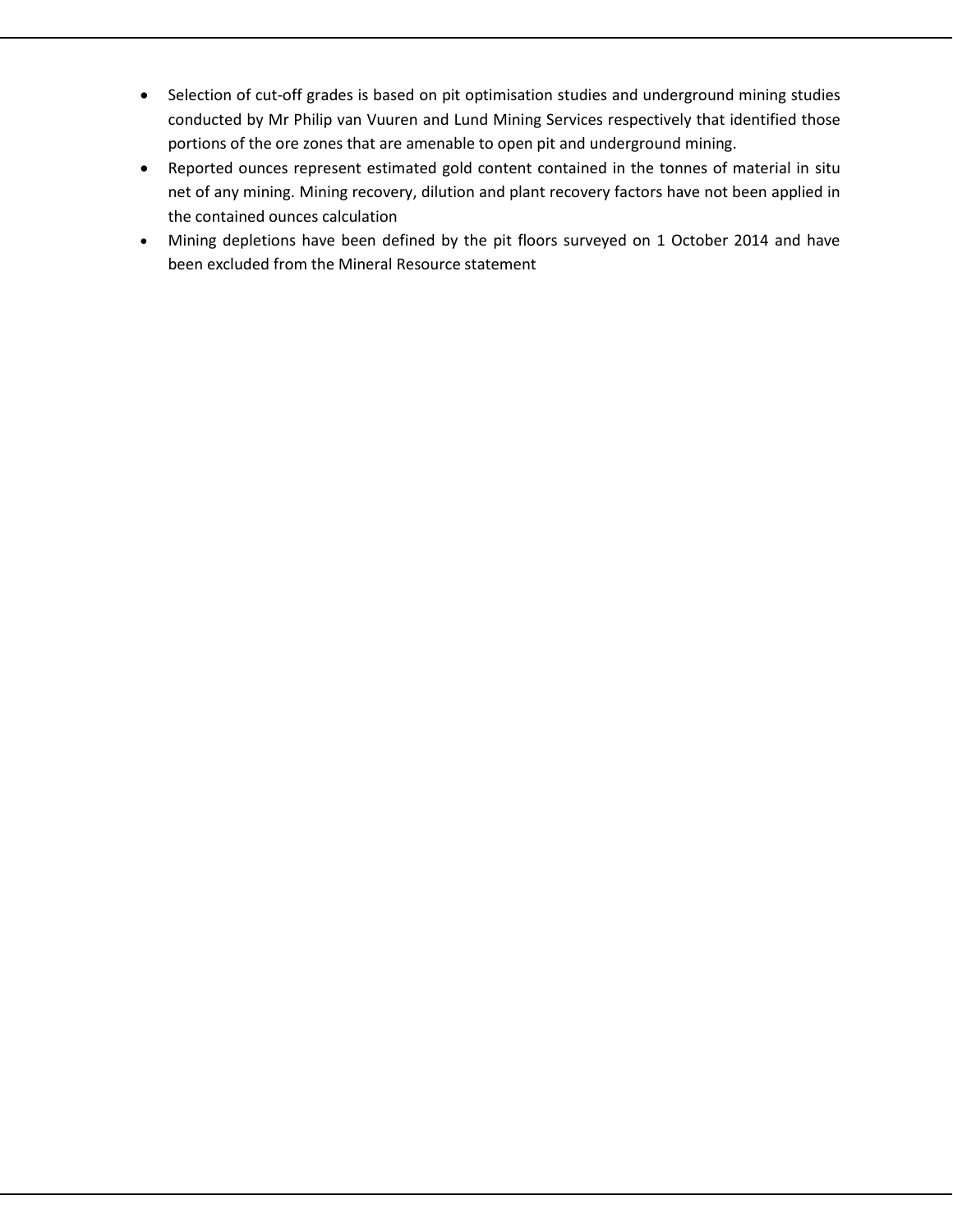- Selection of cut-off grades is based on pit optimisation studies and underground mining studies conducted by Mr Philip van Vuuren and Lund Mining Services respectively that identified those portions of the ore zones that are amenable to open pit and underground mining.
- Reported ounces represent estimated gold content contained in the tonnes of material in situ net of any mining. Mining recovery, dilution and plant recovery factors have not been applied in the contained ounces calculation
- Mining depletions have been defined by the pit floors surveyed on 1 October 2014 and have been excluded from the Mineral Resource statement